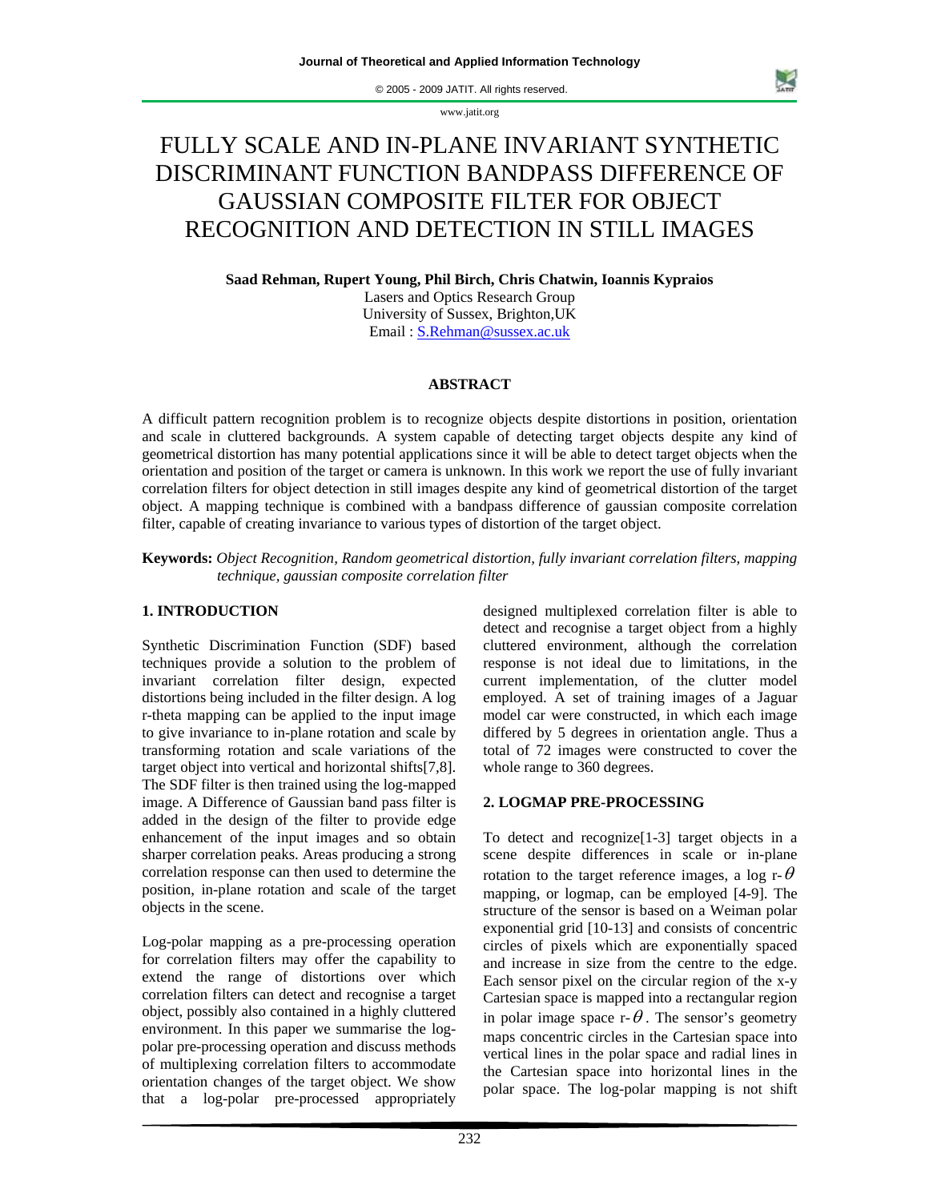# FULLY SCALE AND IN-PLANE INVARIANT SYNTHETIC DISCRIMINANT FUNCTION BANDPASS DIFFERENCE OF GAUSSIAN COMPOSITE FILTER FOR OBJECT RECOGNITION AND DETECTION IN STILL IMAGES

**Saad Rehman, Rupert Young, Phil Birch, Chris Chatwin, Ioannis Kypraios**

Lasers and Optics Research Group
University of Sussex, Brighton,UK
Email : S.Rehman@sussex.ac.uk

## ABSTRACT

A difficult pattern recognition problem is to recognize objects despite distortions in position, orientation and scale in cluttered backgrounds. A system capable of detecting target objects despite any kind of geometrical distortion has many potential applications since it will be able to detect target objects when the orientation and position of the target or camera is unknown. In this work we report the use of fully invariant correlation filters for object detection in still images despite any kind of geometrical distortion of the target object. A mapping technique is combined with a bandpass difference of gaussian composite correlation filter, capable of creating invariance to various types of distortion of the target object.

**Keywords:** *Object Recognition, Random geometrical distortion, fully invariant correlation filters, mapping technique, gaussian composite correlation filter*

## 1. INTRODUCTION

Synthetic Discrimination Function (SDF) based techniques provide a solution to the problem of invariant correlation filter design, expected distortions being included in the filter design. A log r-theta mapping can be applied to the input image to give invariance to in-plane rotation and scale by transforming rotation and scale variations of the target object into vertical and horizontal shifts[7,8]. The SDF filter is then trained using the log-mapped image. A Difference of Gaussian band pass filter is added in the design of the filter to provide edge enhancement of the input images and so obtain sharper correlation peaks. Areas producing a strong correlation response can then used to determine the position, in-plane rotation and scale of the target objects in the scene.

Log-polar mapping as a pre-processing operation for correlation filters may offer the capability to extend the range of distortions over which correlation filters can detect and recognise a target object, possibly also contained in a highly cluttered environment. In this paper we summarise the log-polar pre-processing operation and discuss methods of multiplexing correlation filters to accommodate orientation changes of the target object. We show that a log-polar pre-processed appropriately designed multiplexed correlation filter is able to detect and recognise a target object from a highly cluttered environment, although the correlation response is not ideal due to limitations, in the current implementation, of the clutter model employed. A set of training images of a Jaguar model car were constructed, in which each image differed by 5 degrees in orientation angle. Thus a total of 72 images were constructed to cover the whole range to 360 degrees.

## 2. LOGMAP PRE-PROCESSING

To detect and recognize[1-3] target objects in a scene despite differences in scale or in-plane rotation to the target reference images, a log r-$\theta$ mapping, or logmap, can be employed [4-9]. The structure of the sensor is based on a Weiman polar exponential grid [10-13] and consists of concentric circles of pixels which are exponentially spaced and increase in size from the centre to the edge. Each sensor pixel on the circular region of the x-y Cartesian space is mapped into a rectangular region in polar image space r-$\theta$. The sensor's geometry maps concentric circles in the Cartesian space into vertical lines in the polar space and radial lines in the Cartesian space into horizontal lines in the polar space. The log-polar mapping is not shift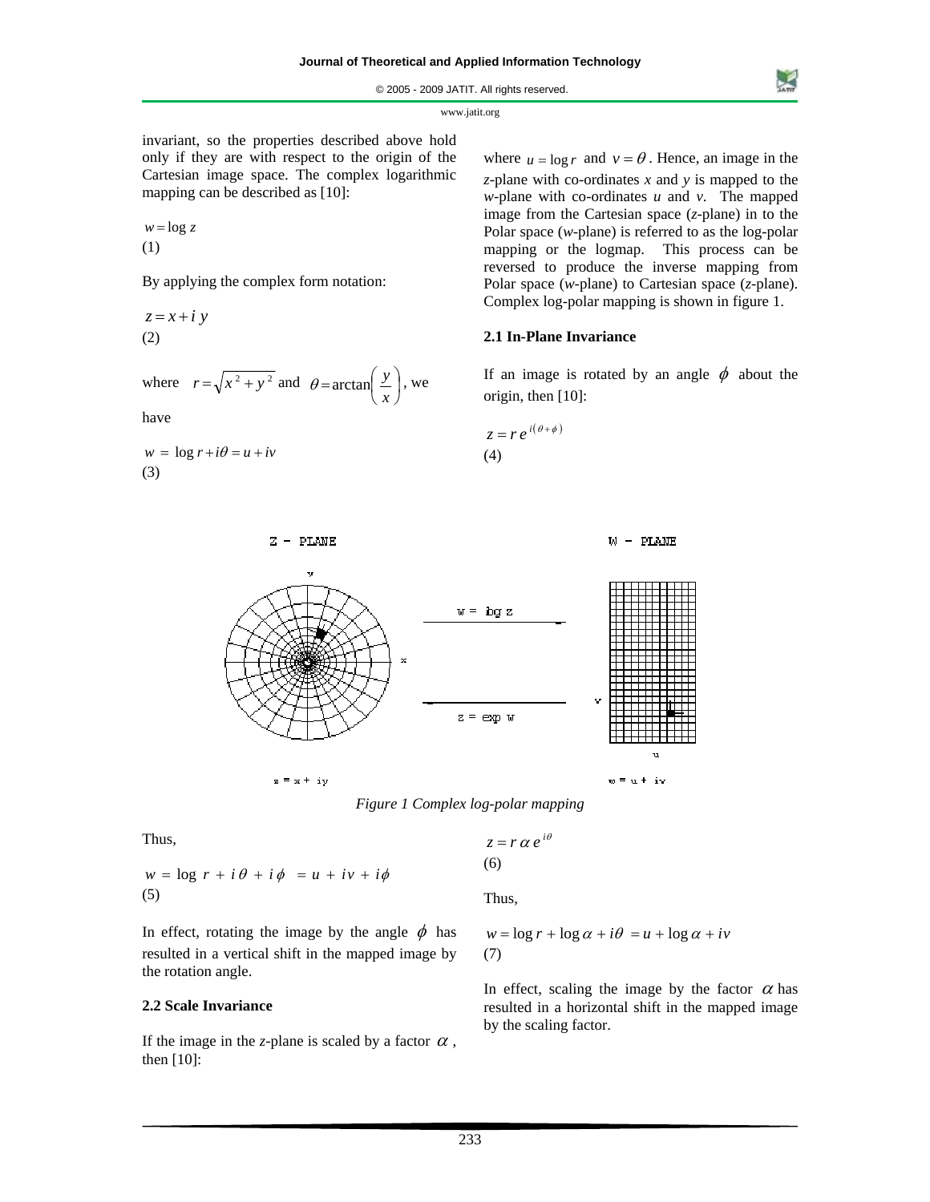invariant, so the properties described above hold only if they are with respect to the origin of the Cartesian image space. The complex logarithmic mapping can be described as [10]:

$$w = \log z \quad (1)$$

By applying the complex form notation:

$$z = x + i\,y \quad (2)$$

where $r = \sqrt{x^2 + y^2}$ and $\theta = \arctan\left(\frac{y}{x}\right)$, we have

$$w = \log r + i\theta = u + iv \quad (3)$$

where $u = \log r$ and $v = \theta$. Hence, an image in the *z*-plane with co-ordinates *x* and *y* is mapped to the *w*-plane with co-ordinates *u* and *v*. The mapped image from the Cartesian space (*z*-plane) in to the Polar space (*w*-plane) is referred to as the log-polar mapping or the logmap. This process can be reversed to produce the inverse mapping from Polar space (*w*-plane) to Cartesian space (*z*-plane). Complex log-polar mapping is shown in figure 1.

### 2.1 In-Plane Invariance

If an image is rotated by an angle $\phi$ about the origin, then [10]:

$$z = r\,e^{i(\theta + \phi)} \quad (4)$$

*Figure 1 Complex log-polar mapping*

Thus,

$$w = \log\, r \,+\, i\,\theta \,+\, i\,\phi \;=\, u \,+\, iv \,+\, i\phi \quad (5)$$

In effect, rotating the image by the angle $\phi$ has resulted in a vertical shift in the mapped image by the rotation angle.

### 2.2 Scale Invariance

If the image in the *z*-plane is scaled by a factor $\alpha$, then [10]:

$$z = r\,\alpha\,e^{i\theta} \quad (6)$$

Thus,

$$w = \log r + \log\alpha + i\theta \;= u + \log\alpha + iv \quad (7)$$

In effect, scaling the image by the factor $\alpha$ has resulted in a horizontal shift in the mapped image by the scaling factor.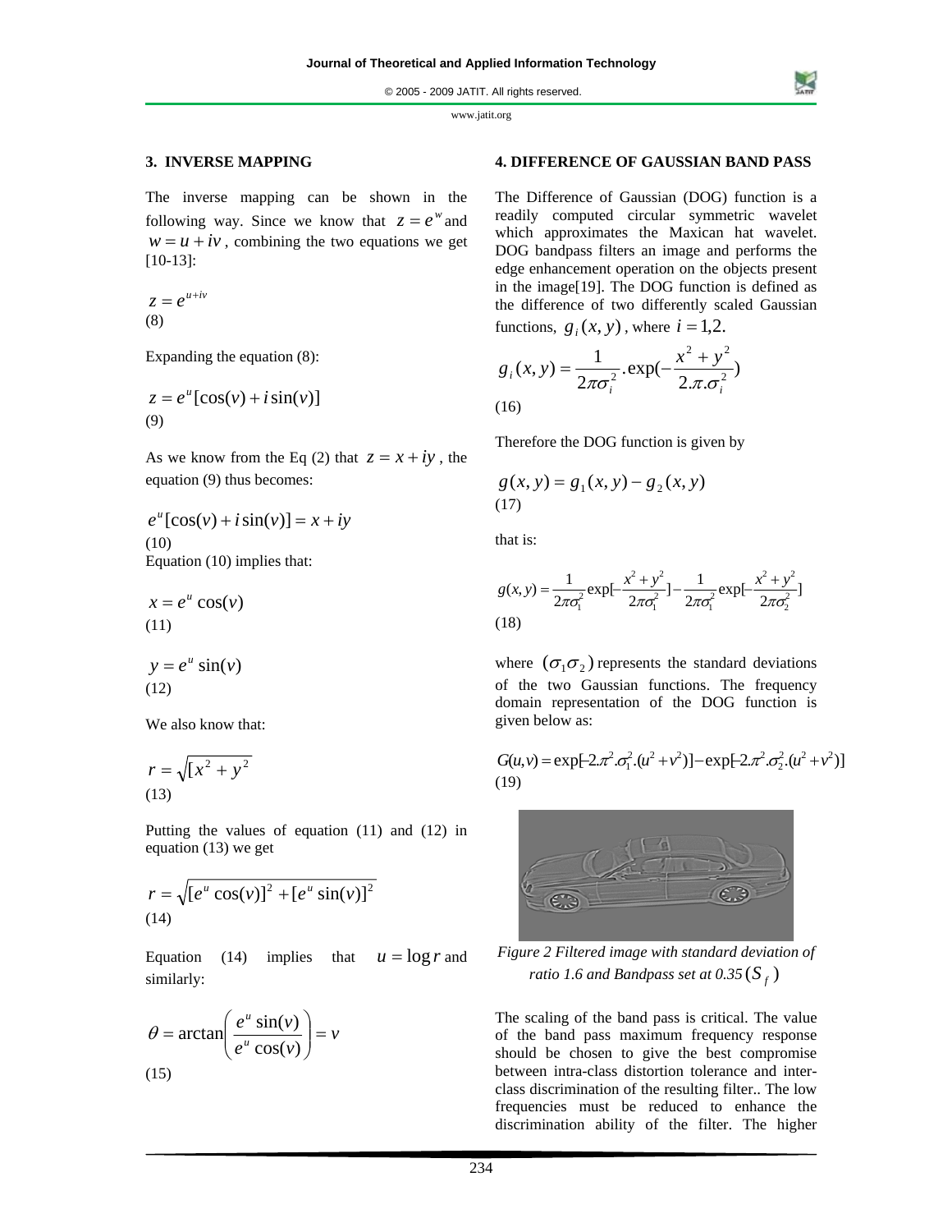## 3. INVERSE MAPPING

The inverse mapping can be shown in the following way. Since we know that $z = e^w$ and $w = u + iv$, combining the two equations we get [10-13]:

$$z = e^{u+iv} \tag{8}$$

Expanding the equation (8):

$$z = e^u[\cos(v) + i\sin(v)] \tag{9}$$

As we know from the Eq (2) that $z = x + iy$, the equation (9) thus becomes:

$$e^u[\cos(v) + i\sin(v)] = x + iy \tag{10}$$

Equation (10) implies that:

$$x = e^u \cos(v) \tag{11}$$

$$y = e^u \sin(v) \tag{12}$$

We also know that:

$$r = \sqrt{[x^2 + y^2} \tag{13}$$

Putting the values of equation (11) and (12) in equation (13) we get

$$r = \sqrt{[e^u \cos(v)]^2 + [e^u \sin(v)]^2} \tag{14}$$

Equation (14) implies that $u = \log r$ and similarly:

$$\theta = \arctan\left(\frac{e^u \sin(v)}{e^u \cos(v)}\right) = v \tag{15}$$

## 4. DIFFERENCE OF GAUSSIAN BAND PASS

The Difference of Gaussian (DOG) function is a readily computed circular symmetric wavelet which approximates the Maxican hat wavelet. DOG bandpass filters an image and performs the edge enhancement operation on the objects present in the image[19]. The DOG function is defined as the difference of two differently scaled Gaussian functions, $g_i(x, y)$, where $i = 1,2$.

$$g_i(x, y) = \frac{1}{2\pi\sigma_i^2}.\exp(-\frac{x^2 + y^2}{2.\pi.\sigma_i^2}) \tag{16}$$

Therefore the DOG function is given by

$$g(x, y) = g_1(x, y) - g_2(x, y) \tag{17}$$

that is:

$$g(x, y) = \frac{1}{2\pi\sigma_1^2}\exp[-\frac{x^2 + y^2}{2\pi\sigma_1^2}] - \frac{1}{2\pi\sigma_1^2}\exp[-\frac{x^2 + y^2}{2\pi\sigma_2^2}] \tag{18}$$

where $(\sigma_1\sigma_2)$ represents the standard deviations of the two Gaussian functions. The frequency domain representation of the DOG function is given below as:

$$G(u,v) = \exp[-2.\pi^2.\sigma_1^2.(u^2 + v^2)] - \exp[-2.\pi^2.\sigma_2^2.(u^2 + v^2)] \tag{19}$$

*Figure 2 Filtered image with standard deviation of ratio 1.6 and Bandpass set at 0.35 $(S_f)$*

The scaling of the band pass is critical. The value of the band pass maximum frequency response should be chosen to give the best compromise between intra-class distortion tolerance and inter-class discrimination of the resulting filter.. The low frequencies must be reduced to enhance the discrimination ability of the filter. The higher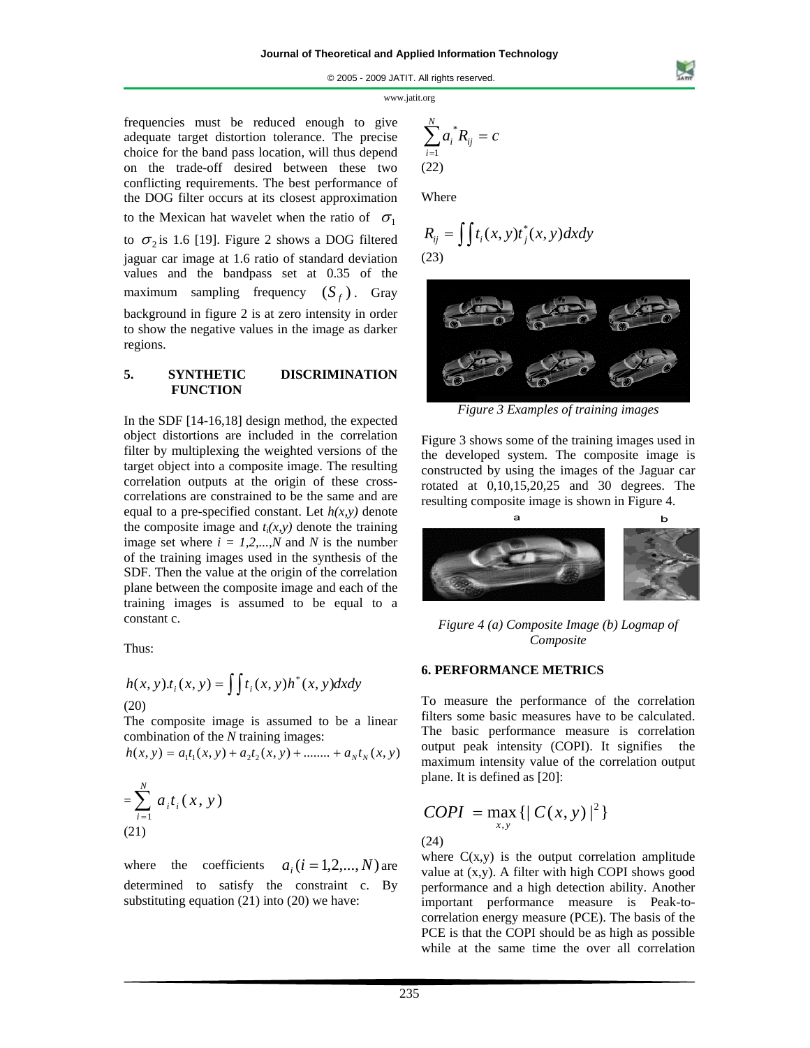frequencies must be reduced enough to give adequate target distortion tolerance. The precise choice for the band pass location, will thus depend on the trade-off desired between these two conflicting requirements. The best performance of the DOG filter occurs at its closest approximation to the Mexican hat wavelet when the ratio of $\sigma_1$ to $\sigma_2$ is 1.6 [19]. Figure 2 shows a DOG filtered jaguar car image at 1.6 ratio of standard deviation values and the bandpass set at 0.35 of the maximum sampling frequency $(S_f)$. Gray background in figure 2 is at zero intensity in order to show the negative values in the image as darker regions.

## 5. SYNTHETIC DISCRIMINATION FUNCTION

In the SDF [14-16,18] design method, the expected object distortions are included in the correlation filter by multiplexing the weighted versions of the target object into a composite image. The resulting correlation outputs at the origin of these cross-correlations are constrained to be the same and are equal to a pre-specified constant. Let $h(x,y)$ denote the composite image and $t_i(x,y)$ denote the training image set where $i = 1,2,...,N$ and $N$ is the number of the training images used in the synthesis of the SDF. Then the value at the origin of the correlation plane between the composite image and each of the training images is assumed to be equal to a constant c.

Thus:

$$h(x,y).t_i(x,y) = \iint t_i(x,y)h^*(x,y)dxdy \tag{20}$$

The composite image is assumed to be a linear combination of the $N$ training images:

$$h(x,y) = a_1t_1(x,y) + a_2t_2(x,y) + ........ + a_Nt_N(x,y)$$

$$= \sum_{i=1}^{N} a_i t_i(x,y) \tag{21}$$

where the coefficients $a_i (i = 1,2,..., N)$ are determined to satisfy the constraint c. By substituting equation (21) into (20) we have:

$$\sum_{i=1}^{N} a_i^* R_{ij} = c \tag{22}$$

Where

$$R_{ij} = \iint t_i(x,y)t_j^*(x,y)dxdy \tag{23}$$

*Figure 3 Examples of training images*

Figure 3 shows some of the training images used in the developed system. The composite image is constructed by using the images of the Jaguar car rotated at 0,10,15,20,25 and 30 degrees. The resulting composite image is shown in Figure 4.

a b

*Figure 4 (a) Composite Image (b) Logmap of Composite*

## 6. PERFORMANCE METRICS

To measure the performance of the correlation filters some basic measures have to be calculated. The basic performance measure is correlation output peak intensity (COPI). It signifies the maximum intensity value of the correlation output plane. It is defined as [20]:

$$COPI = \max_{x,y}\{|C(x,y)|^2\} \tag{24}$$

where C(x,y) is the output correlation amplitude value at (x,y). A filter with high COPI shows good performance and a high detection ability. Another important performance measure is Peak-to-correlation energy measure (PCE). The basis of the PCE is that the COPI should be as high as possible while at the same time the over all correlation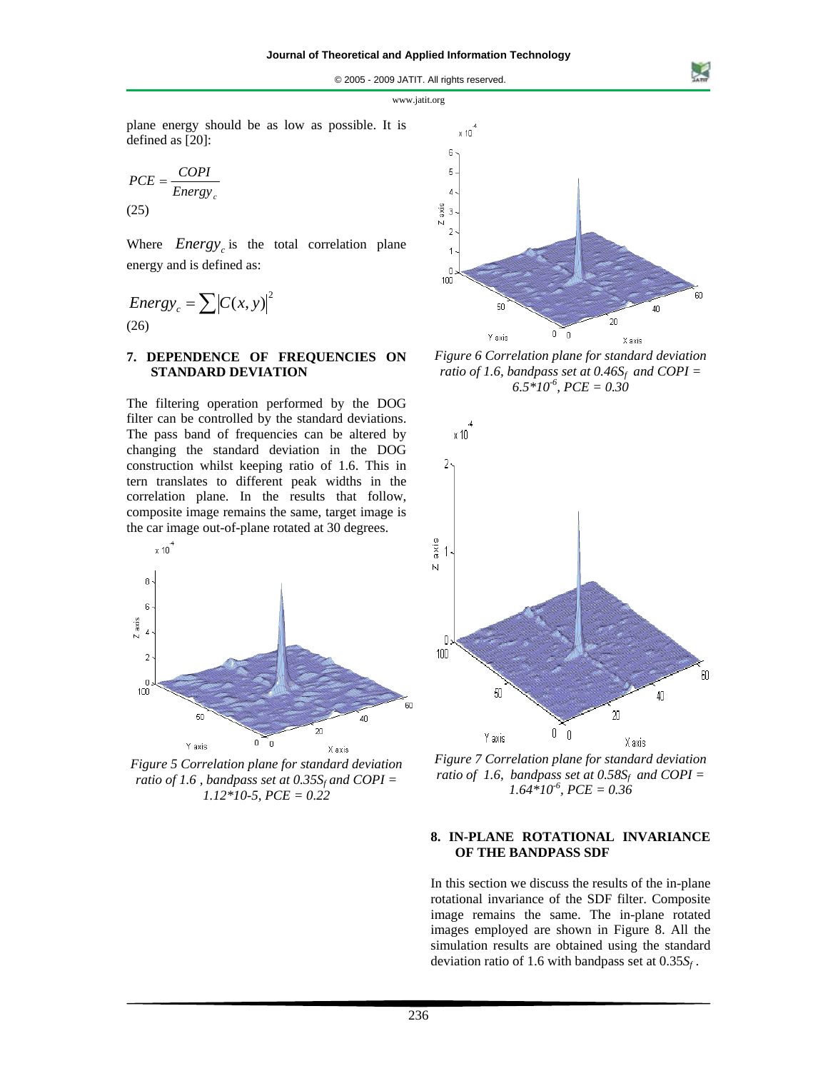plane energy should be as low as possible. It is defined as [20]:

$$PCE = \frac{COPI}{Energy_c} \quad (25)$$

Where $Energy_c$ is the total correlation plane energy and is defined as:

$$Energy_c = \sum |C(x,y)|^2 \quad (26)$$

## 7. DEPENDENCE OF FREQUENCIES ON STANDARD DEVIATION

The filtering operation performed by the DOG filter can be controlled by the standard deviations. The pass band of frequencies can be altered by changing the standard deviation in the DOG construction whilst keeping ratio of 1.6. This in tern translates to different peak widths in the correlation plane. In the results that follow, composite image remains the same, target image is the car image out-of-plane rotated at 30 degrees.

x 10^-4
8
6
Z axis
4
2
0
100
50
Y axis
0 0
20
40
60
X axis

*Figure 5 Correlation plane for standard deviation ratio of 1.6 , bandpass set at $0.35S_f$ and COPI = 1.12*10-5, PCE = 0.22*

x 10^-4
6
5
4
Z axis
3
2
1
0
100
50
Y axis
0 0
20
40
60
X axis

*Figure 6 Correlation plane for standard deviation ratio of 1.6, bandpass set at $0.46S_f$ and COPI = $6.5*10^{-6}$, PCE = 0.30*

x 10^-4
2
Z axis
1
0
100
50
Y axis
0 0
20
40
60
X axis

*Figure 7 Correlation plane for standard deviation ratio of 1.6, bandpass set at $0.58S_f$ and COPI = $1.64*10^{-6}$, PCE = 0.36*

## 8. IN-PLANE ROTATIONAL INVARIANCE OF THE BANDPASS SDF

In this section we discuss the results of the in-plane rotational invariance of the SDF filter. Composite image remains the same. The in-plane rotated images employed are shown in Figure 8. All the simulation results are obtained using the standard deviation ratio of 1.6 with bandpass set at $0.35S_f$ .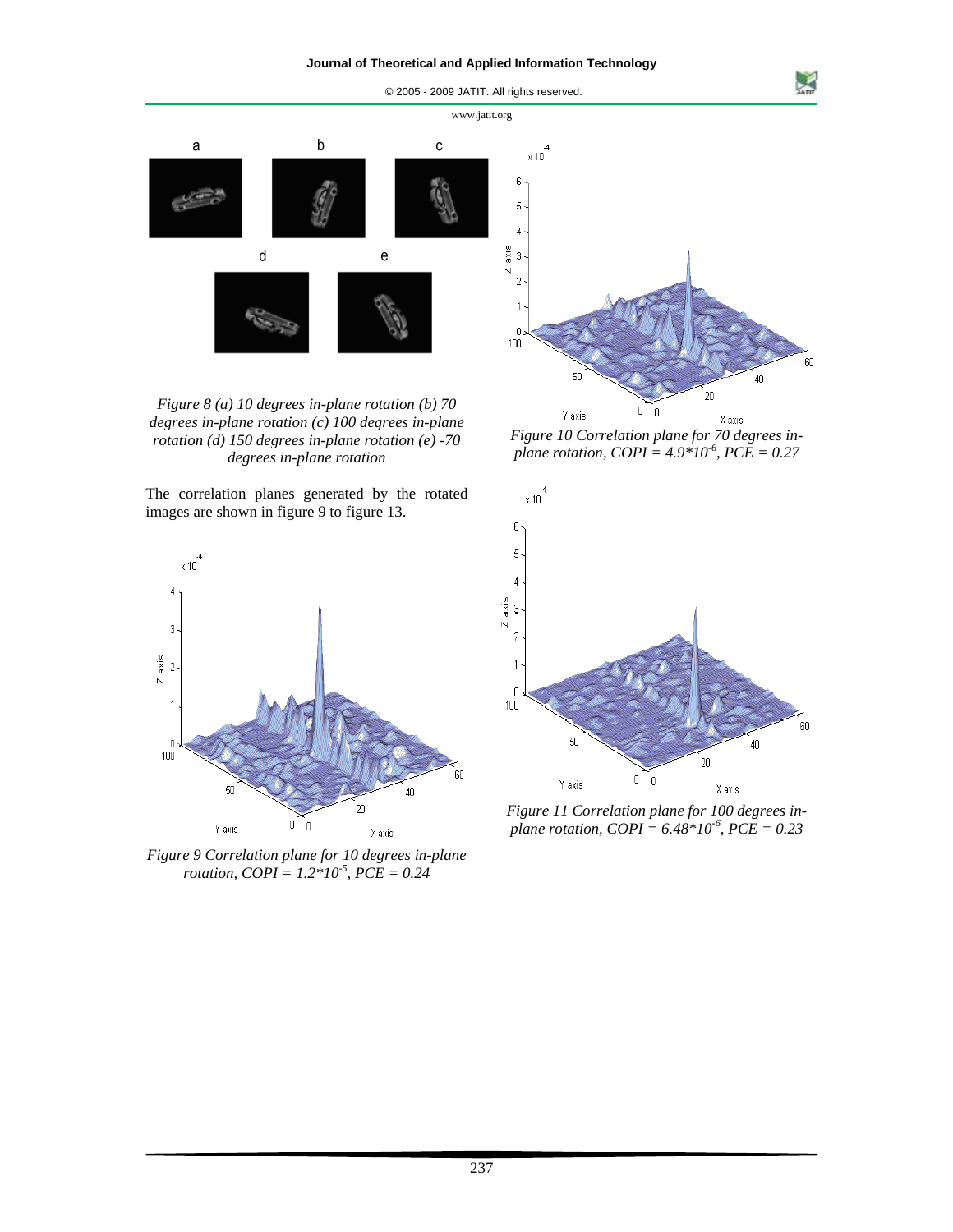a b c

d e

*Figure 8 (a) 10 degrees in-plane rotation (b) 70 degrees in-plane rotation (c) 100 degrees in-plane rotation (d) 150 degrees in-plane rotation (e) -70 degrees in-plane rotation*

The correlation planes generated by the rotated images are shown in figure 9 to figure 13.

x 10^-4
Z axis
Y axis
X axis

*Figure 9 Correlation plane for 10 degrees in-plane rotation, COPI = $1.2*10^{-5}$, PCE = 0.24*

x 10^-4
Z axis
Y axis
X axis

*Figure 10 Correlation plane for 70 degrees in-plane rotation, COPI = $4.9*10^{-6}$, PCE = 0.27*

x 10^-4
Z axis
Y axis
X axis

*Figure 11 Correlation plane for 100 degrees in-plane rotation, COPI = $6.48*10^{-6}$, PCE = 0.23*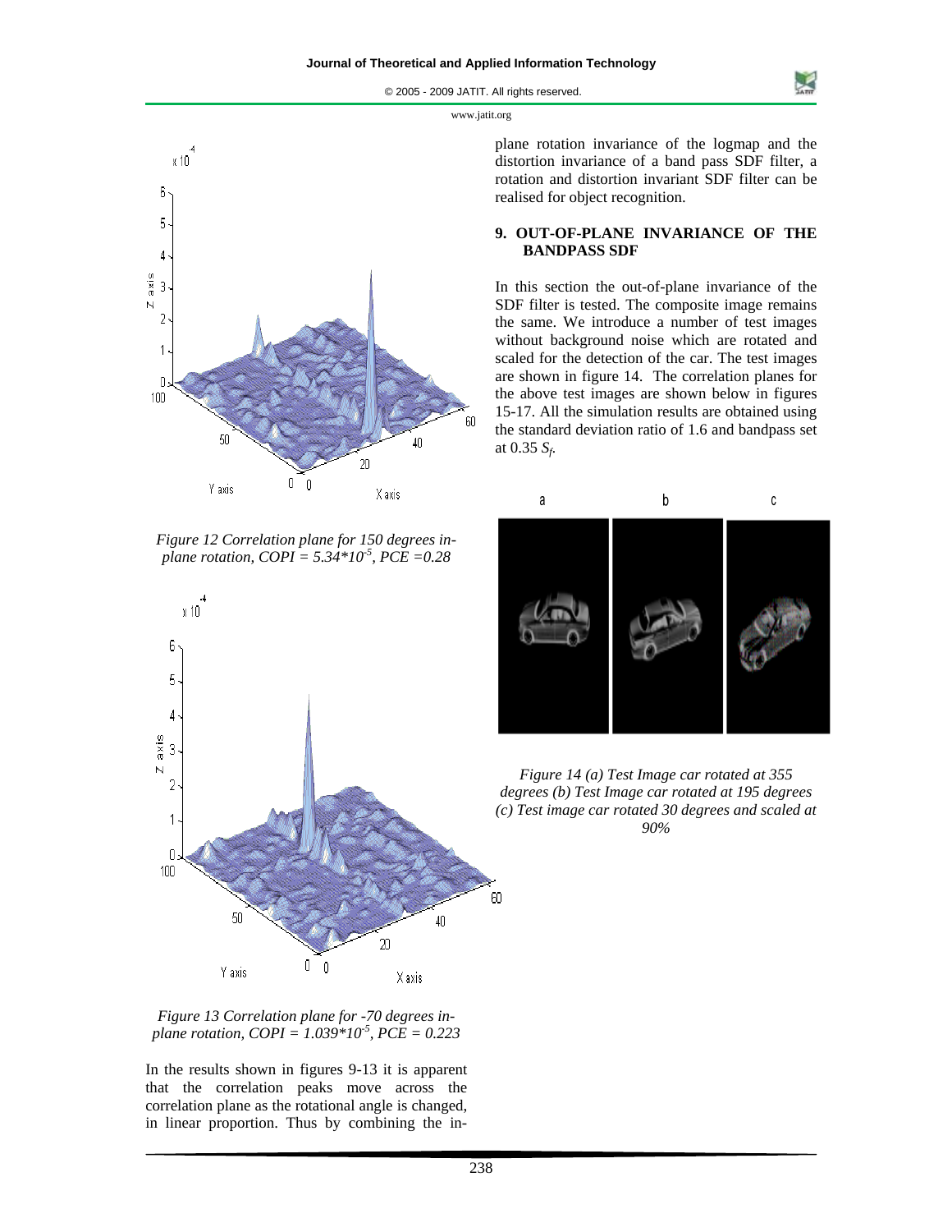x 10^-4

6

5

4

Z axis 3

2

1

0

100

50

Y axis

0 0

20

40

60

X axis

*Figure 12 Correlation plane for 150 degrees in-plane rotation, COPI = $5.34*10^{-5}$, PCE =0.28*

x 10^-4

6

5

4

Z axis 3

2

1

0

100

50

Y axis

0 0

20

40

60

X axis

*Figure 13 Correlation plane for -70 degrees in-plane rotation, COPI = $1.039*10^{-5}$, PCE = 0.223*

In the results shown in figures 9-13 it is apparent that the correlation peaks move across the correlation plane as the rotational angle is changed, in linear proportion. Thus by combining the in-plane rotation invariance of the logmap and the distortion invariance of a band pass SDF filter, a rotation and distortion invariant SDF filter can be realised for object recognition.

## 9. OUT-OF-PLANE INVARIANCE OF THE BANDPASS SDF

In this section the out-of-plane invariance of the SDF filter is tested. The composite image remains the same. We introduce a number of test images without background noise which are rotated and scaled for the detection of the car. The test images are shown in figure 14. The correlation planes for the above test images are shown below in figures 15-17. All the simulation results are obtained using the standard deviation ratio of 1.6 and bandpass set at 0.35 $S_f$.

a b c

*Figure 14 (a) Test Image car rotated at 355 degrees (b) Test Image car rotated at 195 degrees (c) Test image car rotated 30 degrees and scaled at 90%*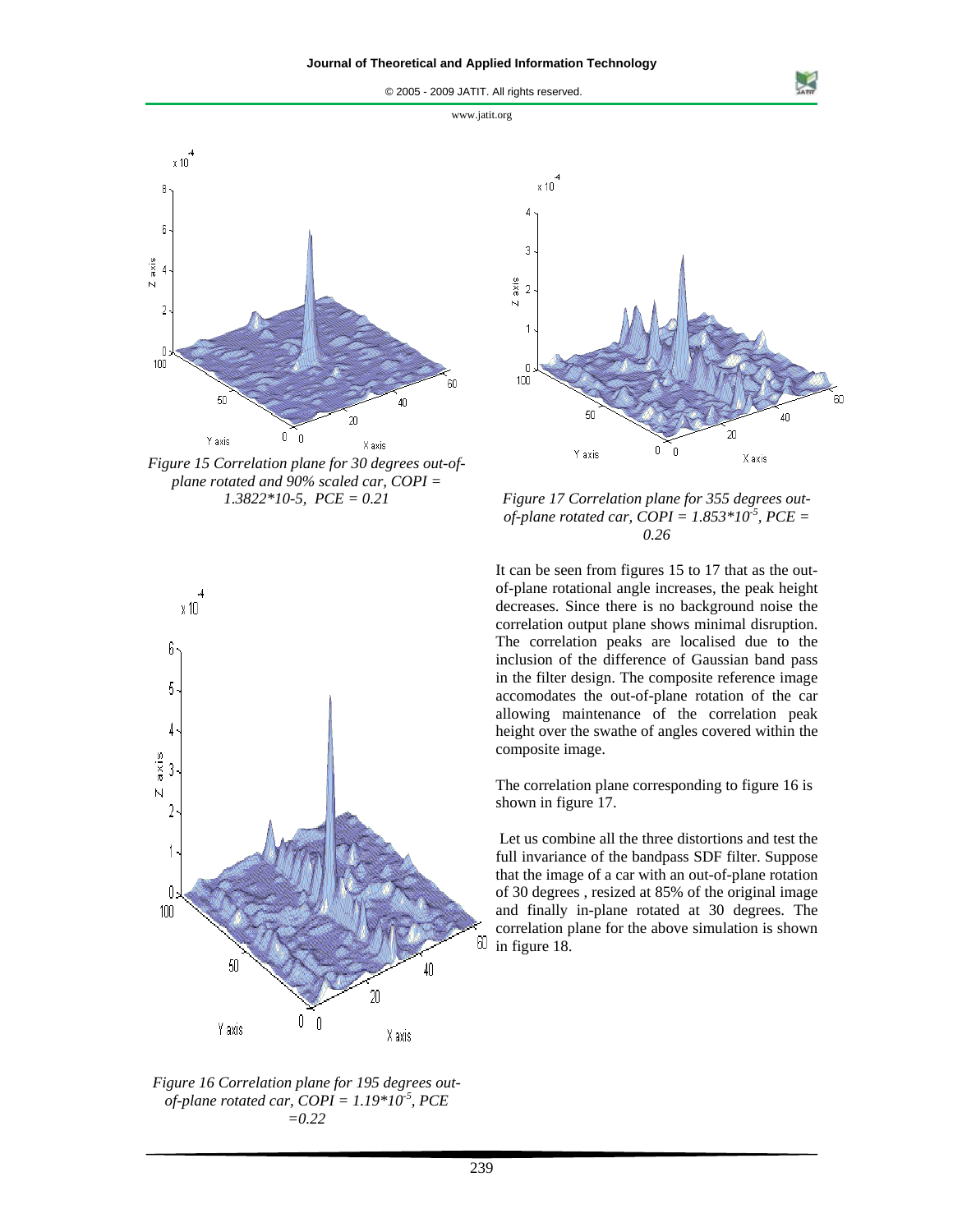x 10^-4

8

6

Z axis 4

2

0

100

50

Y axis

0 0

20

40

60

X axis

*Figure 15 Correlation plane for 30 degrees out-of-plane rotated and 90% scaled car, COPI = 1.3822*10-5, PCE = 0.21*

x 10^-4

6

5

4

Z axis 3

2

1

0

100

50

Y axis

0 0

20

40

60

X axis

*Figure 16 Correlation plane for 195 degrees out-of-plane rotated car, COPI = $1.19*10^{-5}$, PCE =0.22*

x 10^-4

4

3

Z axis 2

1

0

100

50

Y axis

0 0

20

40

60

X axis

*Figure 17 Correlation plane for 355 degrees out-of-plane rotated car, COPI = $1.853*10^{-5}$, PCE = 0.26*

It can be seen from figures 15 to 17 that as the out-of-plane rotational angle increases, the peak height decreases. Since there is no background noise the correlation output plane shows minimal disruption. The correlation peaks are localised due to the inclusion of the difference of Gaussian band pass in the filter design. The composite reference image accomodates the out-of-plane rotation of the car allowing maintenance of the correlation peak height over the swathe of angles covered within the composite image.

The correlation plane corresponding to figure 16 is shown in figure 17.

Let us combine all the three distortions and test the full invariance of the bandpass SDF filter. Suppose that the image of a car with an out-of-plane rotation of 30 degrees , resized at 85% of the original image and finally in-plane rotated at 30 degrees. The correlation plane for the above simulation is shown in figure 18.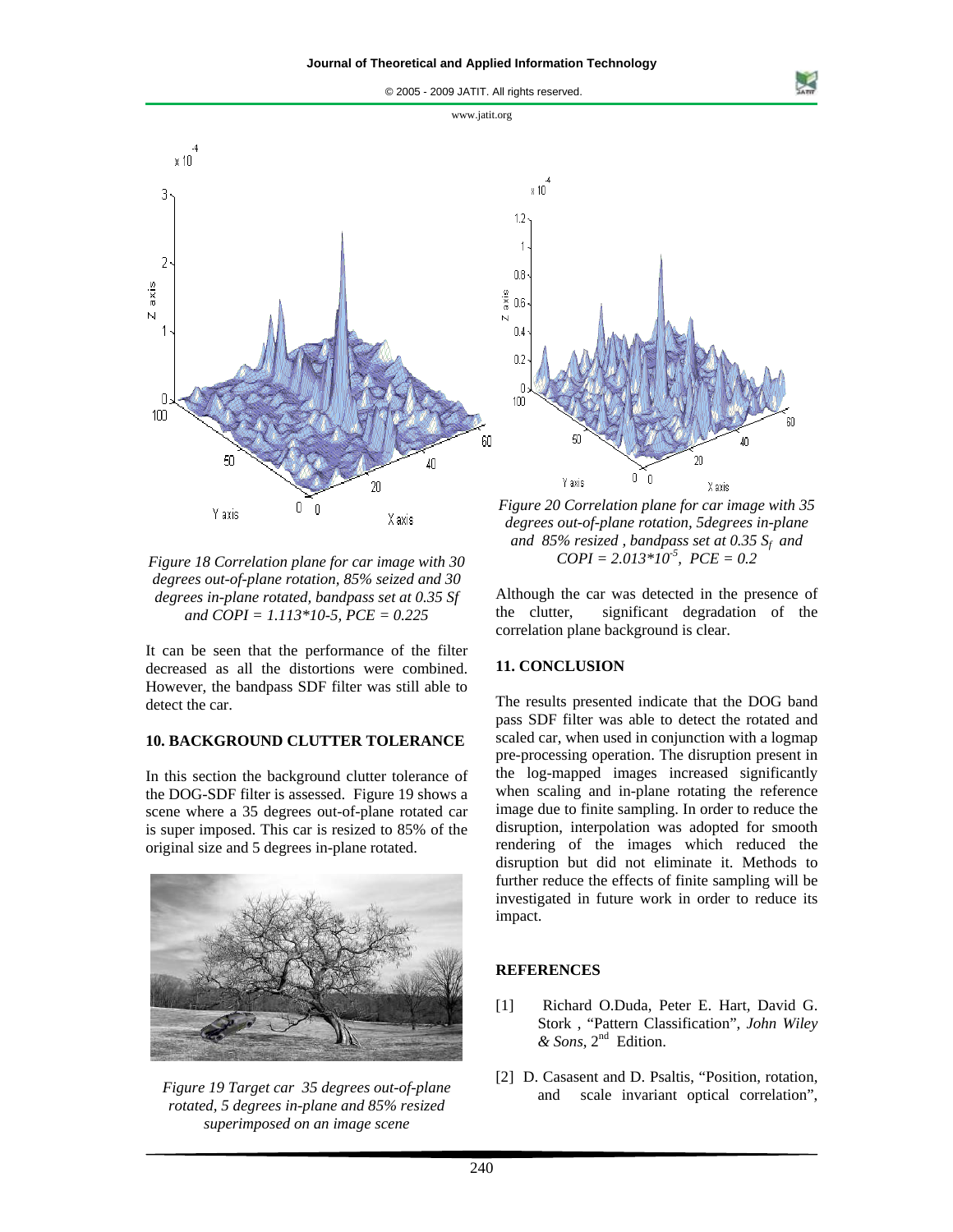x 10^-4

3
2
1
0
Z axis
100
50
0
Y axis
0
20
40
60
X axis

*Figure 18 Correlation plane for car image with 30 degrees out-of-plane rotation, 85% seized and 30 degrees in-plane rotated, bandpass set at 0.35 Sf and COPI = 1.113\*10-5, PCE = 0.225*

It can be seen that the performance of the filter decreased as all the distortions were combined. However, the bandpass SDF filter was still able to detect the car.

## 10. BACKGROUND CLUTTER TOLERANCE

In this section the background clutter tolerance of the DOG-SDF filter is assessed. Figure 19 shows a scene where a 35 degrees out-of-plane rotated car is super imposed. This car is resized to 85% of the original size and 5 degrees in-plane rotated.

*Figure 19 Target car 35 degrees out-of-plane rotated, 5 degrees in-plane and 85% resized superimposed on an image scene*

x 10^-4

1.2
1
0.8
0.6
0.4
0.2
0
Z axis
100
50
0
Y axis
0
20
40
60
X axis

*Figure 20 Correlation plane for car image with 35 degrees out-of-plane rotation, 5degrees in-plane and 85% resized , bandpass set at 0.35 $S_f$ and $COPI = 2.013*10^{-5}$, $PCE = 0.2$*

Although the car was detected in the presence of the clutter, significant degradation of the correlation plane background is clear.

## 11. CONCLUSION

The results presented indicate that the DOG band pass SDF filter was able to detect the rotated and scaled car, when used in conjunction with a logmap pre-processing operation. The disruption present in the log-mapped images increased significantly when scaling and in-plane rotating the reference image due to finite sampling. In order to reduce the disruption, interpolation was adopted for smooth rendering of the images which reduced the disruption but did not eliminate it. Methods to further reduce the effects of finite sampling will be investigated in future work in order to reduce its impact.

## REFERENCES

[1] Richard O.Duda, Peter E. Hart, David G. Stork , "Pattern Classification", *John Wiley & Sons*, 2nd Edition.

[2] D. Casasent and D. Psaltis, "Position, rotation, and scale invariant optical correlation",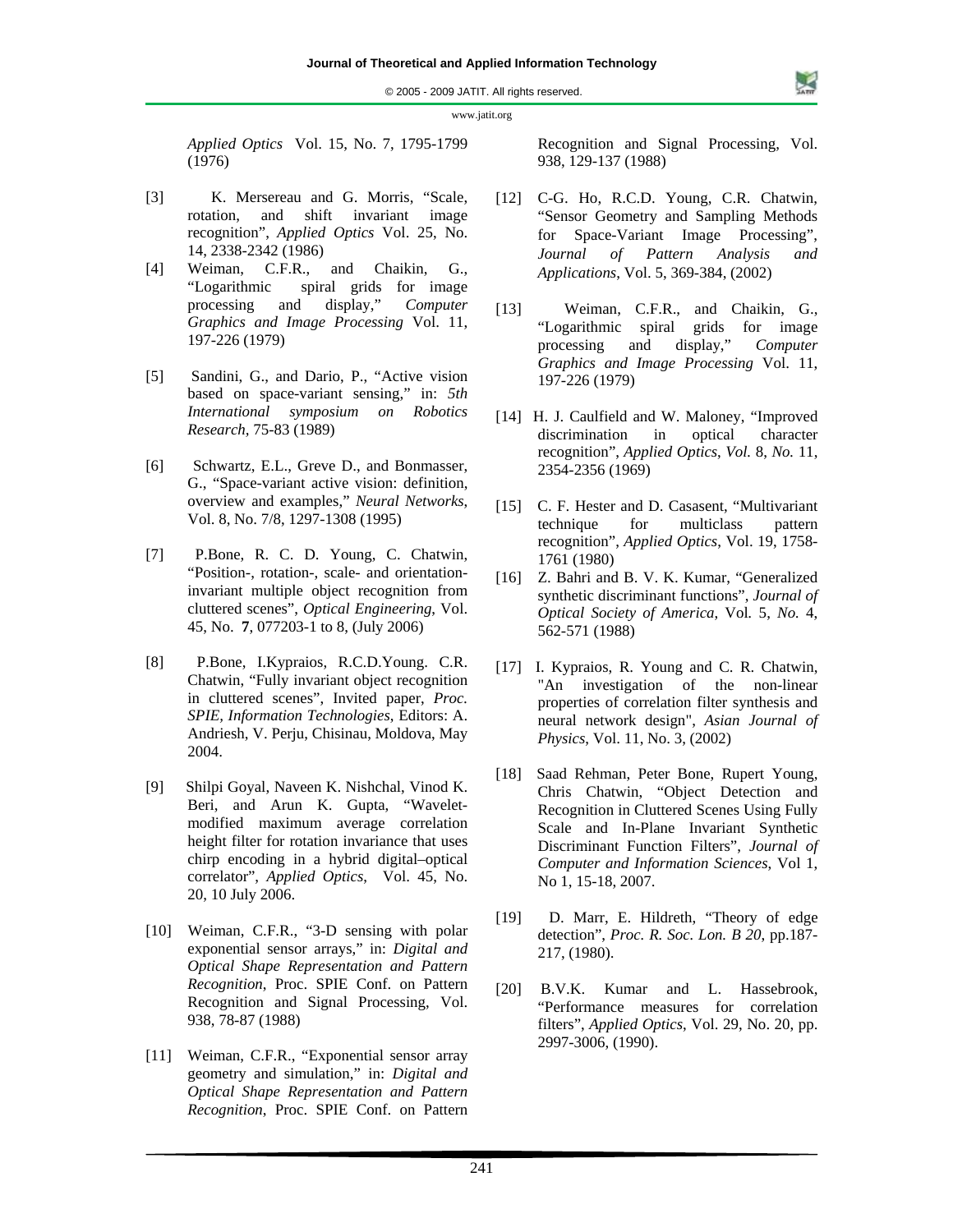*Applied Optics* Vol. 15, No. 7, 1795-1799 (1976)

[3] K. Mersereau and G. Morris, "Scale, rotation, and shift invariant image recognition", *Applied Optics* Vol. 25, No. 14, 2338-2342 (1986)

[4] Weiman, C.F.R., and Chaikin, G., "Logarithmic spiral grids for image processing and display," *Computer Graphics and Image Processing* Vol. 11, 197-226 (1979)

[5] Sandini, G., and Dario, P., "Active vision based on space-variant sensing," in: *5th International symposium on Robotics Research*, 75-83 (1989)

[6] Schwartz, E.L., Greve D., and Bonmasser, G., "Space-variant active vision: definition, overview and examples," *Neural Networks*, Vol. 8, No. 7/8, 1297-1308 (1995)

[7] P.Bone, R. C. D. Young, C. Chatwin, "Position-, rotation-, scale- and orientation-invariant multiple object recognition from cluttered scenes", *Optical Engineering*, Vol. 45, No. **7**, 077203-1 to 8, (July 2006)

[8] P.Bone, I.Kypraios, R.C.D.Young. C.R. Chatwin, "Fully invariant object recognition in cluttered scenes", Invited paper, *Proc. SPIE, Information Technologies*, Editors: A. Andriesh, V. Perju, Chisinau, Moldova, May 2004.

[9] Shilpi Goyal, Naveen K. Nishchal, Vinod K. Beri, and Arun K. Gupta, "Wavelet-modified maximum average correlation height filter for rotation invariance that uses chirp encoding in a hybrid digital–optical correlator", *Applied Optics*, Vol. 45, No. 20, 10 July 2006.

[10] Weiman, C.F.R., "3-D sensing with polar exponential sensor arrays," in: *Digital and Optical Shape Representation and Pattern Recognition*, Proc. SPIE Conf. on Pattern Recognition and Signal Processing, Vol. 938, 78-87 (1988)

[11] Weiman, C.F.R., "Exponential sensor array geometry and simulation," in: *Digital and Optical Shape Representation and Pattern Recognition*, Proc. SPIE Conf. on Pattern Recognition and Signal Processing, Vol. 938, 129-137 (1988)

[12] C-G. Ho, R.C.D. Young, C.R. Chatwin, "Sensor Geometry and Sampling Methods for Space-Variant Image Processing", *Journal of Pattern Analysis and Applications*, Vol. 5, 369-384, (2002)

[13] Weiman, C.F.R., and Chaikin, G., "Logarithmic spiral grids for image processing and display," *Computer Graphics and Image Processing* Vol. 11, 197-226 (1979)

[14] H. J. Caulfield and W. Maloney, "Improved discrimination in optical character recognition", *Applied Optics*, *Vol.* 8, *No.* 11, 2354-2356 (1969)

[15] C. F. Hester and D. Casasent, "Multivariant technique for multiclass pattern recognition", *Applied Optics*, Vol. 19, 1758-1761 (1980)

[16] Z. Bahri and B. V. K. Kumar, "Generalized synthetic discriminant functions", *Journal of Optical Society of America*, Vol*.* 5, *No.* 4, 562-571 (1988)

[17] I. Kypraios, R. Young and C. R. Chatwin, "An investigation of the non-linear properties of correlation filter synthesis and neural network design", *Asian Journal of Physics*, Vol. 11, No. 3, (2002)

[18] Saad Rehman, Peter Bone, Rupert Young, Chris Chatwin, "Object Detection and Recognition in Cluttered Scenes Using Fully Scale and In-Plane Invariant Synthetic Discriminant Function Filters", *Journal of Computer and Information Sciences*, Vol 1, No 1, 15-18, 2007.

[19] D. Marr, E. Hildreth, "Theory of edge detection", *Proc. R. Soc. Lon. B 20*, pp.187-217, (1980).

[20] B.V.K. Kumar and L. Hassebrook, "Performance measures for correlation filters", *Applied Optics*, Vol. 29, No. 20, pp. 2997-3006, (1990).